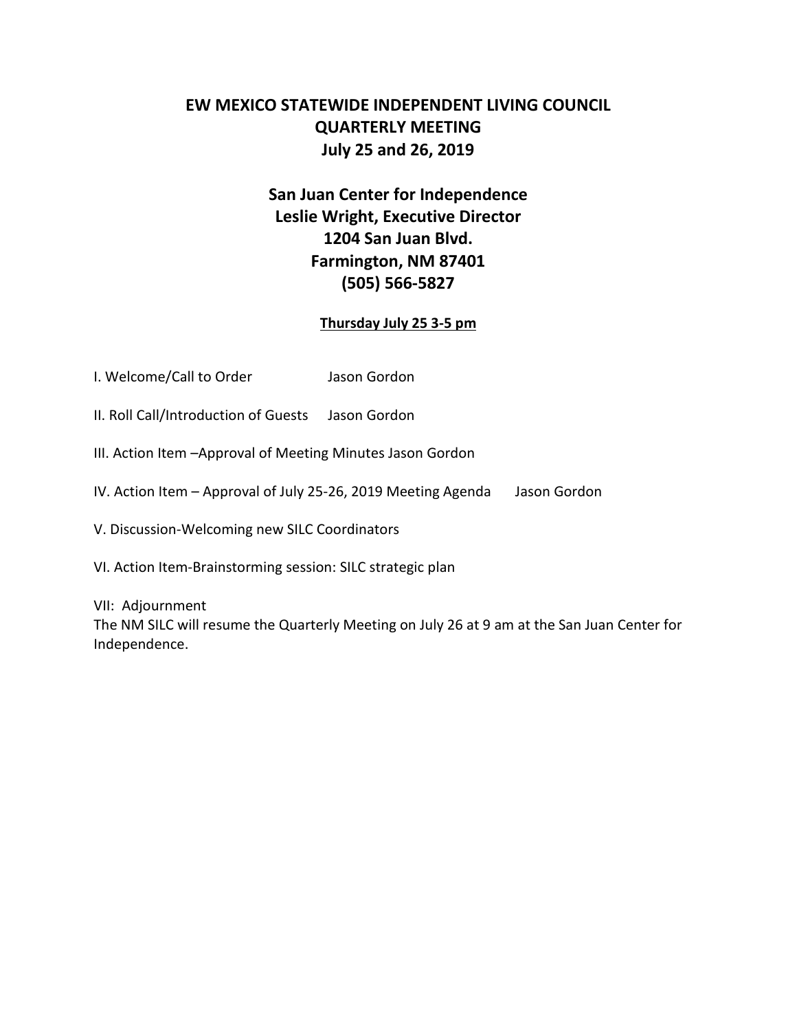# EW MEXICO STATEWIDE INDEPENDENT LIVING COUNCIL
# QUARTERLY MEETING
# July 25 and 26, 2019

## San Juan Center for Independence
## Leslie Wright, Executive Director
## 1204 San Juan Blvd.
## Farmington, NM 87401
## (505) 566-5827

**Thursday July 25 3-5 pm**

I. Welcome/Call to Order Jason Gordon

II. Roll Call/Introduction of Guests Jason Gordon

III. Action Item –Approval of Meeting Minutes Jason Gordon

IV. Action Item – Approval of July 25-26, 2019 Meeting Agenda Jason Gordon

V. Discussion-Welcoming new SILC Coordinators

VI. Action Item-Brainstorming session: SILC strategic plan

VII: Adjournment
The NM SILC will resume the Quarterly Meeting on July 26 at 9 am at the San Juan Center for Independence.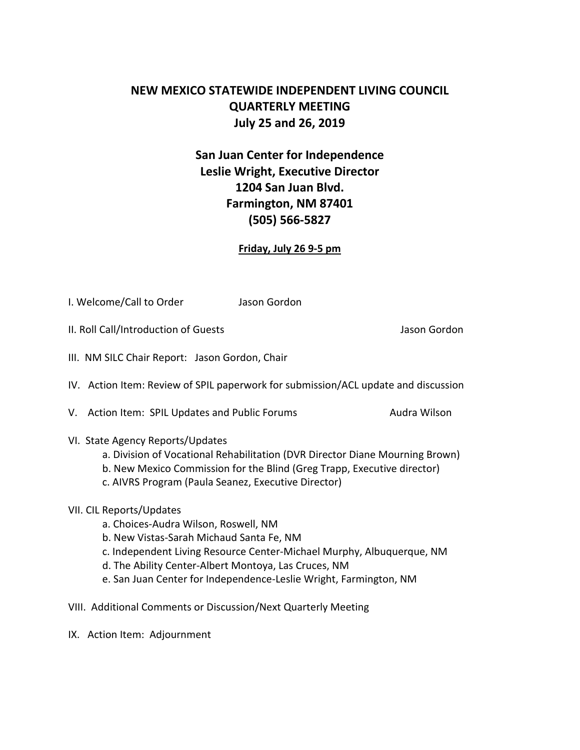# NEW MEXICO STATEWIDE INDEPENDENT LIVING COUNCIL
# QUARTERLY MEETING
# July 25 and 26, 2019

## San Juan Center for Independence
## Leslie Wright, Executive Director
## 1204 San Juan Blvd.
## Farmington, NM 87401
## (505) 566-5827

**Friday, July 26 9-5 pm**

I. Welcome/Call to Order Jason Gordon

II. Roll Call/Introduction of Guests Jason Gordon

III. NM SILC Chair Report: Jason Gordon, Chair

IV. Action Item: Review of SPIL paperwork for submission/ACL update and discussion

V. Action Item: SPIL Updates and Public Forums Audra Wilson

VI. State Agency Reports/Updates
- a. Division of Vocational Rehabilitation (DVR Director Diane Mourning Brown)
- b. New Mexico Commission for the Blind (Greg Trapp, Executive director)
- c. AIVRS Program (Paula Seanez, Executive Director)

VII. CIL Reports/Updates
- a. Choices-Audra Wilson, Roswell, NM
- b. New Vistas-Sarah Michaud Santa Fe, NM
- c. Independent Living Resource Center-Michael Murphy, Albuquerque, NM
- d. The Ability Center-Albert Montoya, Las Cruces, NM
- e. San Juan Center for Independence-Leslie Wright, Farmington, NM

VIII. Additional Comments or Discussion/Next Quarterly Meeting

IX. Action Item: Adjournment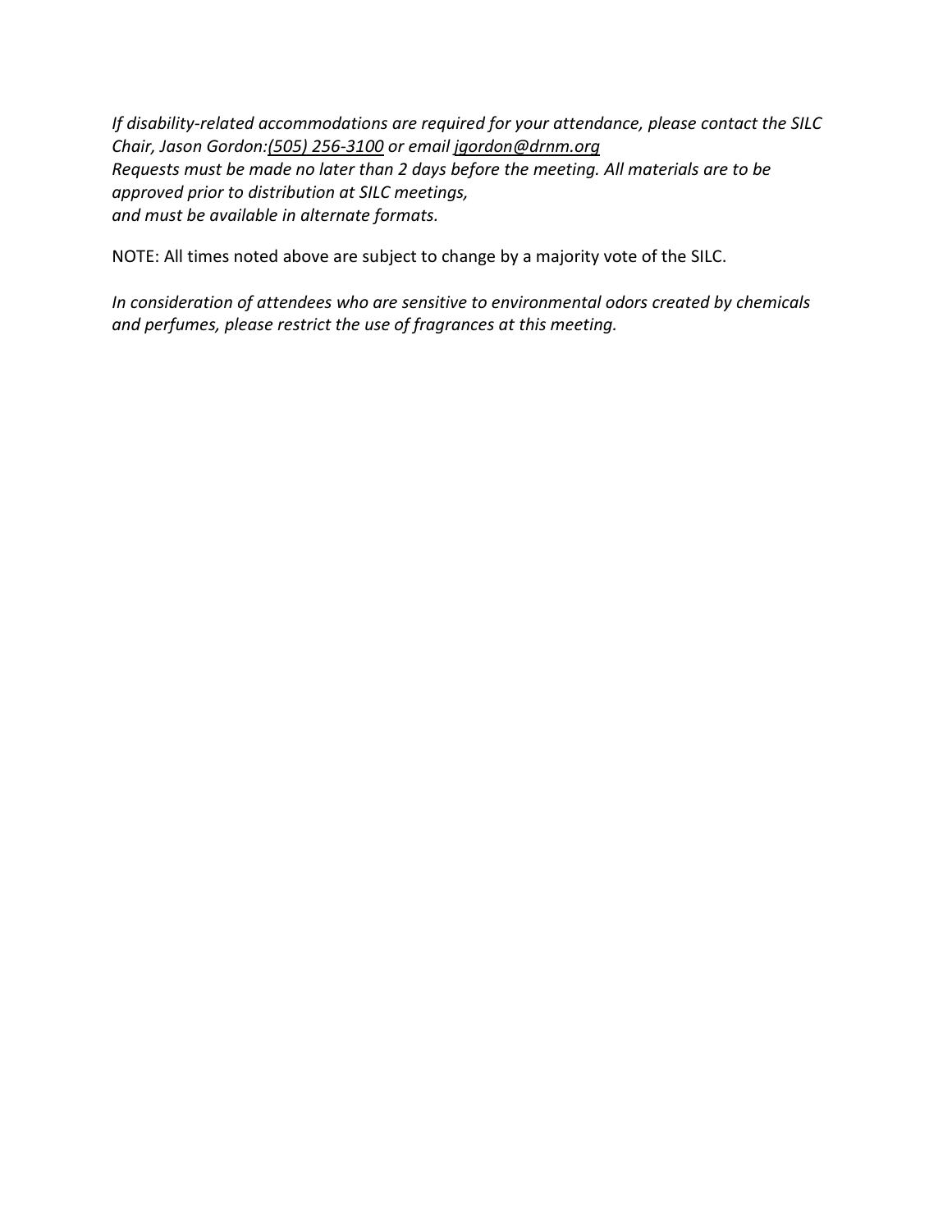*If disability-related accommodations are required for your attendance, please contact the SILC Chair, Jason Gordon:(505) 256-3100 or email jgordon@drnm.org*
*Requests must be made no later than 2 days before the meeting. All materials are to be approved prior to distribution at SILC meetings,*
*and must be available in alternate formats.*

NOTE: All times noted above are subject to change by a majority vote of the SILC.

*In consideration of attendees who are sensitive to environmental odors created by chemicals and perfumes, please restrict the use of fragrances at this meeting.*